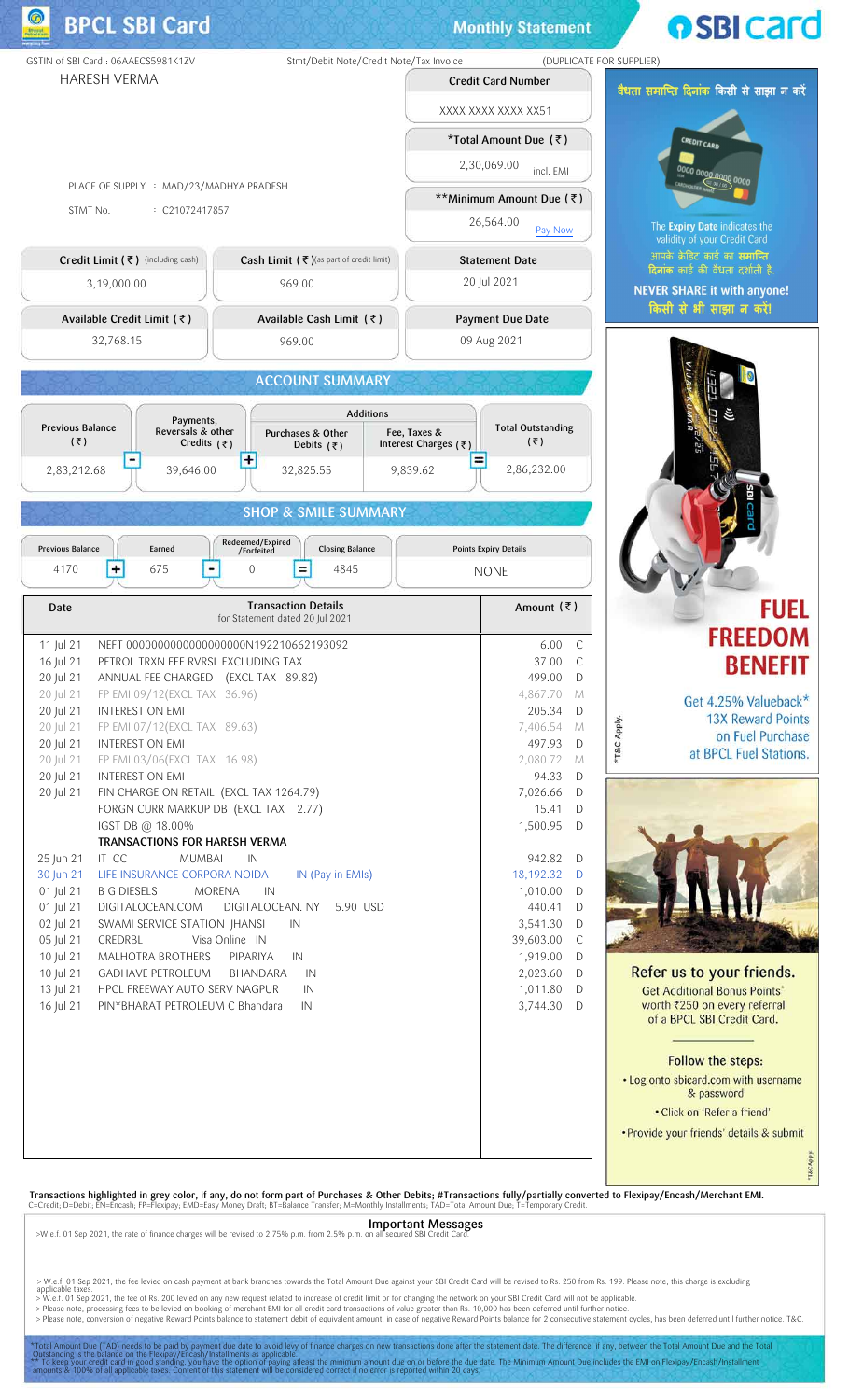# BPCL SBI Card — Monthly Statement

GSTIN of SBI Card : 06AAECS5981K1ZV    Stmt/Debit Note/Credit Note/Tax Invoice    (DUPLICATE FOR SUPPLIER)

HARESH VERMA

PLACE OF SUPPLY : MAD/23/MADHYA PRADESH

STMT No. : C21072417857

| Credit Card Number |
|---|
| XXXX XXXX XXXX XX51 |
| *Total Amount Due (₹) |
| 2,30,069.00 incl. EMI |
| **Minimum Amount Due (₹) |
| 26,564.00 Pay Now |

| Credit Limit (₹) (including cash) | Cash Limit (₹) (as part of credit limit) | Statement Date |
|---|---|---|
| 3,19,000.00 | 969.00 | 20 Jul 2021 |
| **Available Credit Limit (₹)** | **Available Cash Limit (₹)** | **Payment Due Date** |
| 32,768.15 | 969.00 | 09 Aug 2021 |

## ACCOUNT SUMMARY

| Previous Balance (₹) | | Payments, Reversals & other Credits (₹) | | Additions: Purchases & Other Debits (₹) | Additions: Fee, Taxes & Interest Charges (₹) | | Total Outstanding (₹) |
|---|---|---|---|---|---|---|---|
| 2,83,212.68 | - | 39,646.00 | + | 32,825.55 | 9,839.62 | = | 2,86,232.00 |

## SHOP & SMILE SUMMARY

| Previous Balance | | Earned | | Redeemed/Expired /Forfeited | | Closing Balance | Points Expiry Details |
|---|---|---|---|---|---|---|---|
| 4170 | + | 675 | - | 0 | = | 4845 | NONE |

| Date | Transaction Details for Statement dated 20 Jul 2021 | Amount (₹) | |
|---|---|---|---|
| 11 Jul 21 | NEFT 0000000000000000N192210662193092 | 6.00 | C |
| 16 Jul 21 | PETROL TRXN FEE RVRSL EXCLUDING TAX | 37.00 | C |
| 20 Jul 21 | ANNUAL FEE CHARGED (EXCL TAX 89.82) | 499.00 | D |
| 20 Jul 21 | FP EMI 09/12(EXCL TAX 36.96) | 4,867.70 | M |
| 20 Jul 21 | INTEREST ON EMI | 205.34 | D |
| 20 Jul 21 | FP EMI 07/12(EXCL TAX 89.63) | 7,406.54 | M |
| 20 Jul 21 | INTEREST ON EMI | 497.93 | D |
| 20 Jul 21 | FP EMI 03/06(EXCL TAX 16.98) | 2,080.72 | M |
| 20 Jul 21 | INTEREST ON EMI | 94.33 | D |
| 20 Jul 21 | FIN CHARGE ON RETAIL (EXCL TAX 1264.79) | 7,026.66 | D |
| | FORGN CURR MARKUP DB (EXCL TAX 2.77) | 15.41 | D |
| | IGST DB @ 18.00% | 1,500.95 | D |
| | **TRANSACTIONS FOR HARESH VERMA** | | |
| 25 Jun 21 | IT CC MUMBAI IN | 942.82 | D |
| 30 Jun 21 | LIFE INSURANCE CORPORA NOIDA IN (Pay in EMIs) | 18,192.32 | D |
| 01 Jul 21 | B G DIESELS MORENA IN | 1,010.00 | D |
| 01 Jul 21 | DIGITALOCEAN.COM DIGITALOCEAN. NY 5.90 USD | 440.41 | D |
| 02 Jul 21 | SWAMI SERVICE STATION JHANSI IN | 3,541.30 | D |
| 05 Jul 21 | CREDRBL Visa Online IN | 39,603.00 | C |
| 10 Jul 21 | MALHOTRA BROTHERS PIPARIYA IN | 1,919.00 | D |
| 10 Jul 21 | GADHAVE PETROLEUM BHANDARA IN | 2,023.60 | D |
| 13 Jul 21 | HPCL FREEWAY AUTO SERV NAGPUR IN | 1,011.80 | D |
| 16 Jul 21 | PIN*BHARAT PETROLEUM C Bhandara IN | 3,744.30 | D |

वैधता समाप्ति दिनांक किसी से साझा न करें

The **Expiry Date** indicates the validity of your Credit Card

आपके क्रेडिट कार्ड का समाप्ति दिनांक कार्ड की वैधता दर्शाती है.

**NEVER SHARE it with anyone!**

किसी से भी साझा न करें!

**FUEL FREEDOM BENEFIT**

Get 4.25% Valueback* 13X Reward Points on Fuel Purchase at BPCL Fuel Stations.

*T&C Apply.

**Refer us to your friends.**

Get Additional Bonus Points* worth ₹250 on every referral of a BPCL SBI Credit Card.

Follow the steps:

- Log onto sbicard.com with username & password
- Click on 'Refer a friend'
- Provide your friends' details & submit

*T&C Apply

Transactions highlighted in grey color, if any, do not form part of Purchases & Other Debits; #Transactions fully/partially converted to Flexipay/Encash/Merchant EMI.
C=Credit; D=Debit; EN=Encash; FP=Flexipay; EMD=Easy Money Draft; BT=Balance Transfer; M=Monthly Installments; TAD=Total Amount Due; T=Temporary Credit.

## Important Messages

>W.e.f. 01 Sep 2021, the rate of finance charges will be revised to 2.75% p.m. from 2.5% p.m. on all secured SBI Credit Card.

> W.e.f. 01 Sep 2021, the fee levied on cash payment at bank branches towards the Total Amount Due against your SBI Credit Card will be revised to Rs. 250 from Rs. 199. Please note, this charge is excluding applicable taxes.
> W.e.f. 01 Sep 2021, the fee of Rs. 200 levied on any new request related to increase of credit limit or for changing the network on your SBI Credit Card will not be applicable.
> Please note, processing fees to be levied on booking of merchant EMI for all credit card transactions of value greater than Rs. 10,000 has been deferred until further notice.
> Please note, conversion of negative Reward Points balance to statement debit of equivalent amount, in case of negative Reward Points balance for 2 consecutive statement cycles, has been deferred until further notice. T&C.

*Total Amount Due (TAD) needs to be paid by payment due date to avoid levy of finance charges on new transactions done after the statement date. The difference, if any, between the Total Amount Due and the Total Outstanding is the balance on the Flexipay/Encash/Installments as applicable.
** To keep your credit card in good standing, you have the option of paying atleast the minimum amount due on or before the due date. The Minimum Amount Due includes the EMI on Flexipay/Encash/Installment amounts & 100% of all applicable taxes. Content of this statement will be considered correct if no error is reported within 20 days.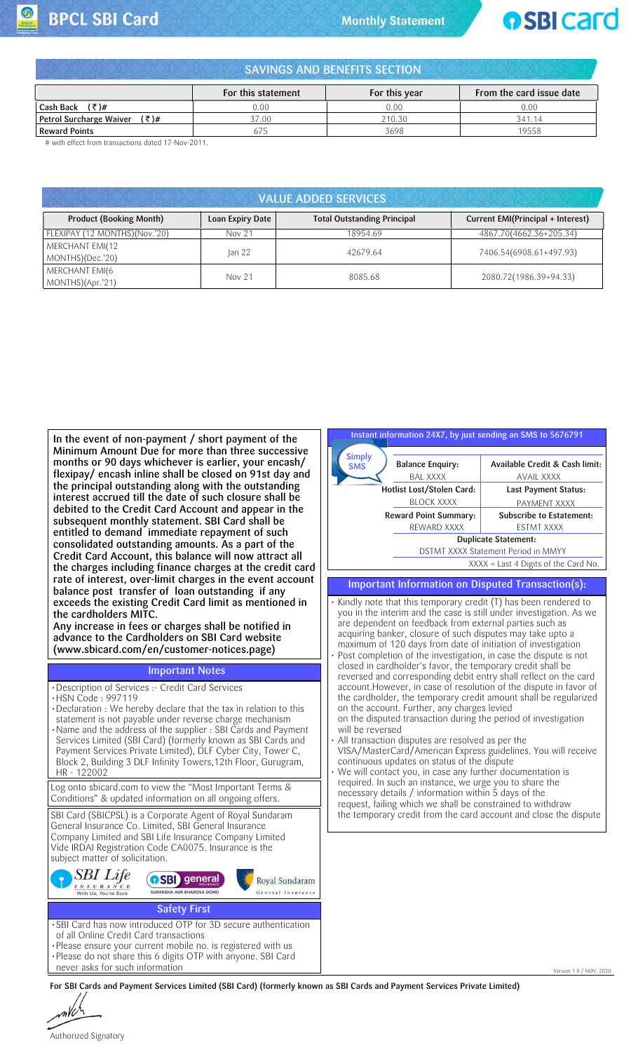## SAVINGS AND BENEFITS SECTION

| | For this statement | For this year | From the card issue date |
|---|---|---|---|
| Cash Back (₹)# | 0.00 | 0.00 | 0.00 |
| Petrol Surcharge Waiver (₹)# | 37.00 | 210.30 | 341.14 |
| Reward Points | 675 | 3698 | 19558 |

# with effect from transactions dated 17-Nov-2011.

## VALUE ADDED SERVICES

| Product (Booking Month) | Loan Expiry Date | Total Outstanding Principal | Current EMI(Principal + Interest) |
|---|---|---|---|
| FLEXIPAY (12 MONTHS)(Nov.'20) | Nov 21 | 18954.69 | 4867.70(4662.36+205.34) |
| MERCHANT EMI(12 MONTHS)(Dec.'20) | Jan 22 | 42679.64 | 7406.54(6908.61+497.93) |
| MERCHANT EMI(6 MONTHS)(Apr.'21) | Nov 21 | 8085.68 | 2080.72(1986.39+94.33) |

**In the event of non-payment / short payment of the Minimum Amount Due for more than three successive months or 90 days whichever is earlier, your encash/ flexipay/ encash inline shall be closed on 91st day and the principal outstanding along with the outstanding interest accrued till the date of such closure shall be debited to the Credit Card Account and appear in the subsequent monthly statement. SBI Card shall be entitled to demand immediate repayment of such consolidated outstanding amounts. As a part of the Credit Card Account, this balance will now attract all the charges including finance charges at the credit card rate of interest, over-limit charges in the event account balance post transfer of loan outstanding if any exceeds the existing Credit Card limit as mentioned in the cardholders MITC.**

**Any increase in fees or charges shall be notified in advance to the Cardholders on SBI Card website (www.sbicard.com/en/customer-notices.page)**

### Important Notes

- Description of Services :- Credit Card Services
- HSN Code : 997119
- Declaration : We hereby declare that the tax in relation to this statement is not payable under reverse charge mechanism
- Name and the address of the supplier : SBI Cards and Payment Services Limited (SBI Card) (formerly known as SBI Cards and Payment Services Private Limited), DLF Cyber City, Tower C, Block 2, Building 3 DLF Infinity Towers,12th Floor, Gurugram, HR - 122002

Log onto sbicard.com to view the "Most Important Terms & Conditions" & updated information on all ongoing offers.

SBI Card (SBICPSL) is a Corporate Agent of Royal Sundaram General Insurance Co. Limited, SBI General Insurance Company Limited and SBI Life Insurance Company Limited Vide IRDAI Registration Code CA0075. Insurance is the subject matter of solicitation.

### Safety First

- SBI Card has now introduced OTP for 3D secure authentication of all Online Credit Card transactions
- Please ensure your current mobile no. is registered with us
- Please do not share this 6 digits OTP with anyone. SBI Card never asks for such information

### Instant information 24X7, by just sending an SMS to 5676791

Simply SMS

| | |
|---|---|
| **Balance Enquiry:** BAL XXXX | **Available Credit & Cash limit:** AVAIL XXXX |
| **Hotlist Lost/Stolen Card:** BLOCK XXXX | **Last Payment Status:** PAYMENT XXXX |
| **Reward Point Summary:** REWARD XXXX | **Subscribe to Estatement:** ESTMT XXXX |
| **Duplicate Statement:** DSTMT XXXX Statement Period in MMYY | |

XXXX = Last 4 Digits of the Card No.

### Important Information on Disputed Transaction(s):

- Kindly note that this temporary credit (T) has been rendered to you in the interim and the case is still under investigation. As we are dependent on feedback from external parties such as acquiring banker, closure of such disputes may take upto a maximum of 120 days from date of initiation of investigation
- Post completion of the investigation, in case the dispute is not closed in cardholder's favor, the temporary credit shall be reversed and corresponding debit entry shall reflect on the card account.However, in case of resolution of the dispute in favor of the cardholder, the temporary credit amount shall be regularized on the account. Further, any charges levied on the disputed transaction during the period of investigation will be reversed
- All transaction disputes are resolved as per the VISA/MasterCard/American Express guidelines. You will receive continuous updates on status of the dispute
- We will contact you, in case any further documentation is required. In such an instance, we urge you to share the necessary details / information within 5 days of the request, failing which we shall be constrained to withdraw the temporary credit from the card account and close the dispute

Version 1.0 / NOV, 2020

**For SBI Cards and Payment Services Limited (SBI Card) (formerly known as SBI Cards and Payment Services Private Limited)**

Authorized Signatory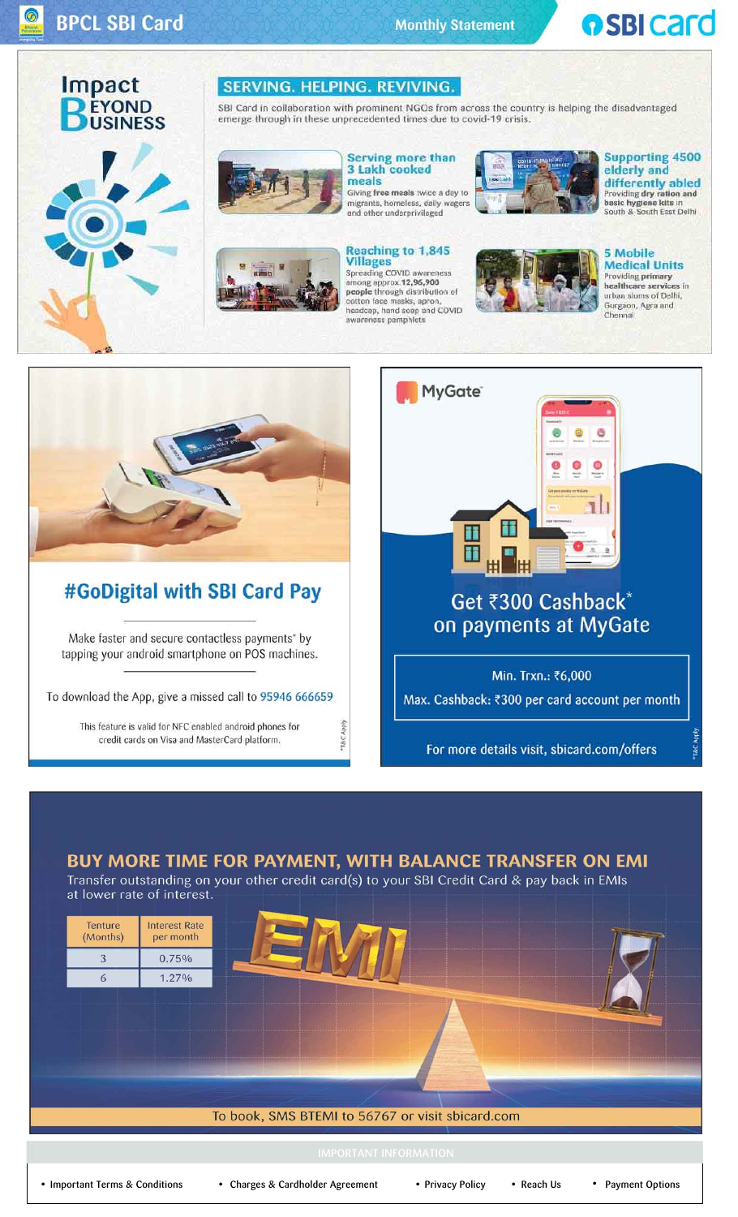## Impact BEYOND BUSINESS

### SERVING. HELPING. REVIVING.

SBI Card in collaboration with prominent NGOs from across the country is helping the disadvantaged emerge through in these unprecedented times due to covid-19 crisis.

**Serving more than 3 Lakh cooked meals**
Giving **free meals** twice a day to migrants, homeless, daily wagers and other underprivileged

**Supporting 4500 elderly and differently abled**
Providing **dry ration** and **basic hygiene kits** in South & South East Delhi

**Reaching to 1,845 Villages**
Spreading COVID awareness among approx.**12,96,900 people** through distribution of cotton face masks, apron, headcap, hand soap and COVID awareness pamphlets

**5 Mobile Medical Units**
Providing **primary healthcare services** in urban slums of Delhi, Gurgaon, Agra and Chennai

## #GoDigital with SBI Card Pay

Make faster and secure contactless payments* by tapping your android smartphone on POS machines.

To download the App, give a missed call to 95946 666659

This feature is valid for NFC enabled android phones for credit cards on Visa and MasterCard platform.

*T&C Apply

## MyGate

Get ₹300 Cashback*
on payments at MyGate

Min. Trxn.: ₹6,000
Max. Cashback: ₹300 per card account per month

For more details visit, sbicard.com/offers

*T&C Apply

## BUY MORE TIME FOR PAYMENT, WITH BALANCE TRANSFER ON EMI

Transfer outstanding on your other credit card(s) to your SBI Credit Card & pay back in EMIs at lower rate of interest.

| Tenture (Months) | Interest Rate per month |
|---|---|
| 3 | 0.75% |
| 6 | 1.27% |

EMI

To book, SMS BTEMI to 56767 or visit sbicard.com

IMPORTANT INFORMATION

- Important Terms & Conditions
- Charges & Cardholder Agreement
- Privacy Policy
- Reach Us
- Payment Options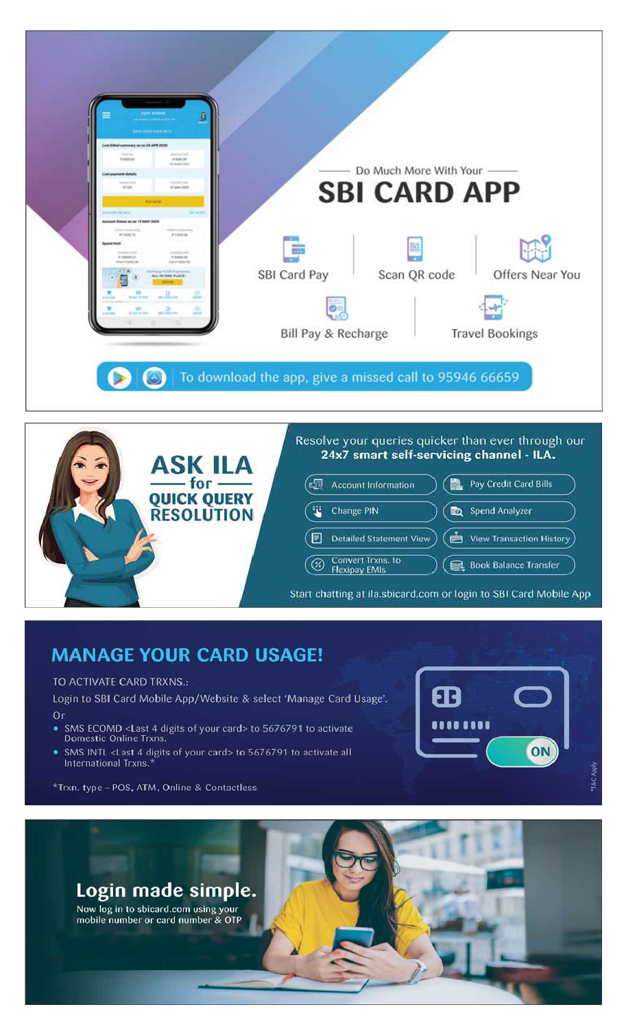Do Much More With Your

# SBI CARD APP

- SBI Card Pay
- Scan QR code
- Offers Near You
- Bill Pay & Recharge
- Travel Bookings

To download the app, give a missed call to 95946 66659

# ASK ILA for QUICK QUERY RESOLUTION

Resolve your queries quicker than ever through our **24x7 smart self-servicing channel - ILA.**

- Account Information
- Pay Credit Card Bills
- Change PIN
- Spend Analyzer
- Detailed Statement View
- View Transaction History
- Convert Trxns. to Flexipay EMIs
- Book Balance Transfer

Start chatting at ila.sbicard.com or login to SBI Card Mobile App

# MANAGE YOUR CARD USAGE!

TO ACTIVATE CARD TRXNS.:

Login to SBI Card Mobile App/Website & select 'Manage Card Usage'.

Or

- SMS ECOMD <Last 4 digits of your card> to 5676791 to activate Domestic Online Trxns.
- SMS INTL <Last 4 digits of your card> to 5676791 to activate all International Trxns.*

*Trxn. type – POS, ATM, Online & Contactless

ON

*T&C Apply

# Login made simple.

Now log in to sbicard.com using your mobile number or card number & OTP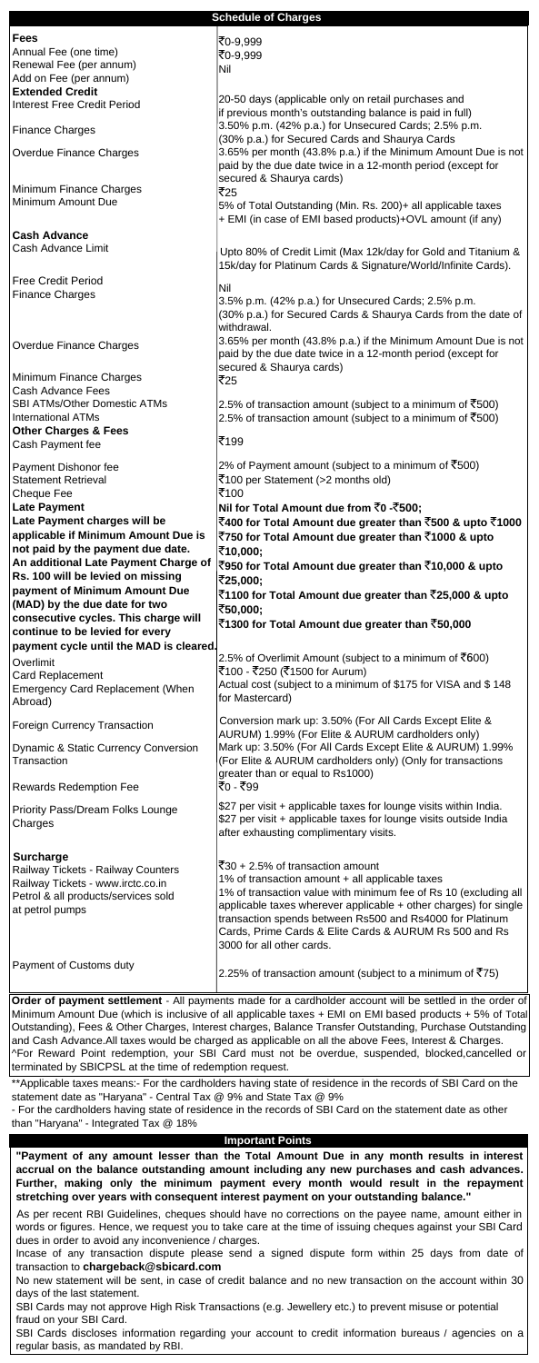## Schedule of Charges

| | |
|---|---|
| **Fees** | |
| Annual Fee (one time) | ₹0-9,999 |
| Renewal Fee (per annum) | ₹0-9,999 |
| Add on Fee (per annum) | Nil |
| **Extended Credit** | |
| Interest Free Credit Period | 20-50 days (applicable only on retail purchases and if previous month's outstanding balance is paid in full) |
| Finance Charges | 3.50% p.m. (42% p.a.) for Unsecured Cards; 2.5% p.m. (30% p.a.) for Secured Cards and Shaurya Cards |
| Overdue Finance Charges | 3.65% per month (43.8% p.a.) if the Minimum Amount Due is not paid by the due date twice in a 12-month period (except for secured & Shaurya cards) |
| Minimum Finance Charges | ₹25 |
| Minimum Amount Due | 5% of Total Outstanding (Min. Rs. 200)+ all applicable taxes + EMI (in case of EMI based products)+OVL amount (if any) |
| **Cash Advance** | |
| Cash Advance Limit | Upto 80% of Credit Limit (Max 12k/day for Gold and Titanium & 15k/day for Platinum Cards & Signature/World/Infinite Cards). |
| Free Credit Period | Nil |
| Finance Charges | 3.5% p.m. (42% p.a.) for Unsecured Cards; 2.5% p.m. (30% p.a.) for Secured Cards & Shaurya Cards from the date of withdrawal. |
| Overdue Finance Charges | 3.65% per month (43.8% p.a.) if the Minimum Amount Due is not paid by the due date twice in a 12-month period (except for secured & Shaurya cards) |
| Minimum Finance Charges | ₹25 |
| Cash Advance Fees | |
| SBI ATMs/Other Domestic ATMs | 2.5% of transaction amount (subject to a minimum of ₹500) |
| International ATMs | 2.5% of transaction amount (subject to a minimum of ₹500) |
| **Other Charges & Fees** | |
| Cash Payment fee | ₹199 |
| Payment Dishonor fee | 2% of Payment amount (subject to a minimum of ₹500) |
| Statement Retrieval | ₹100 per Statement (>2 months old) |
| Cheque Fee | ₹100 |
| **Late Payment** | **Nil for Total Amount due from ₹0 -₹500;** |
| **Late Payment charges will be applicable if Minimum Amount Due is not paid by the payment due date. An additional Late Payment Charge of Rs. 100 will be levied on missing payment of Minimum Amount Due (MAD) by the due date for two consecutive cycles. This charge will continue to be levied for every payment cycle until the MAD is cleared.** | **₹400 for Total Amount due greater than ₹500 & upto ₹1000**<br>**₹750 for Total Amount due greater than ₹1000 & upto ₹10,000;**<br>**₹950 for Total Amount due greater than ₹10,000 & upto ₹25,000;**<br>**₹1100 for Total Amount due greater than ₹25,000 & upto ₹50,000;**<br>**₹1300 for Total Amount due greater than ₹50,000** |
| Overlimit | 2.5% of Overlimit Amount (subject to a minimum of ₹600) |
| Card Replacement | ₹100 - ₹250 (₹1500 for Aurum) |
| Emergency Card Replacement (When Abroad) | Actual cost (subject to a minimum of $175 for VISA and $ 148 for Mastercard) |
| Foreign Currency Transaction | Conversion mark up: 3.50% (For All Cards Except Elite & AURUM) 1.99% (For Elite & AURUM cardholders only) |
| Dynamic & Static Currency Conversion Transaction | Mark up: 3.50% (For All Cards Except Elite & AURUM) 1.99% (For Elite & AURUM cardholders only) (Only for transactions greater than or equal to Rs1000) |
| Rewards Redemption Fee | ₹0 - ₹99 |
| Priority Pass/Dream Folks Lounge Charges | $27 per visit + applicable taxes for lounge visits within India. $27 per visit + applicable taxes for lounge visits outside India after exhausting complimentary visits. |
| **Surcharge** | |
| Railway Tickets - Railway Counters | ₹30 + 2.5% of transaction amount |
| Railway Tickets - www.irctc.co.in | 1% of transaction amount + all applicable taxes |
| Petrol & all products/services sold at petrol pumps | 1% of transaction value with minimum fee of Rs 10 (excluding all applicable taxes wherever applicable + other charges) for single transaction spends between Rs500 and Rs4000 for Platinum Cards, Prime Cards & Elite Cards & AURUM Rs 500 and Rs 3000 for all other cards. |
| Payment of Customs duty | 2.25% of transaction amount (subject to a minimum of ₹75) |

**Order of payment settlement** - All payments made for a cardholder account will be settled in the order of Minimum Amount Due (which is inclusive of all applicable taxes + EMI on EMI based products + 5% of Total Outstanding), Fees & Other Charges, Interest charges, Balance Transfer Outstanding, Purchase Outstanding and Cash Advance.All taxes would be charged as applicable on all the above Fees, Interest & Charges.
^For Reward Point redemption, your SBI Card must not be overdue, suspended, blocked,cancelled or terminated by SBICPSL at the time of redemption request.

**Applicable taxes means:- For the cardholders having state of residence in the records of SBI Card on the statement date as "Haryana" - Central Tax @ 9% and State Tax @ 9%
- For the cardholders having state of residence in the records of SBI Card on the statement date as other than "Haryana" - Integrated Tax @ 18%

## Important Points

**"Payment of any amount lesser than the Total Amount Due in any month results in interest accrual on the balance outstanding amount including any new purchases and cash advances. Further, making only the minimum payment every month would result in the repayment stretching over years with consequent interest payment on your outstanding balance."**

As per recent RBI Guidelines, cheques should have no corrections on the payee name, amount either in words or figures. Hence, we request you to take care at the time of issuing cheques against your SBI Card dues in order to avoid any inconvenience / charges.

Incase of any transaction dispute please send a signed dispute form within 25 days from date of transaction to **chargeback@sbicard.com**

No new statement will be sent, in case of credit balance and no new transaction on the account within 30 days of the last statement.

SBI Cards may not approve High Risk Transactions (e.g. Jewellery etc.) to prevent misuse or potential fraud on your SBI Card.

SBI Cards discloses information regarding your account to credit information bureaus / agencies on a regular basis, as mandated by RBI.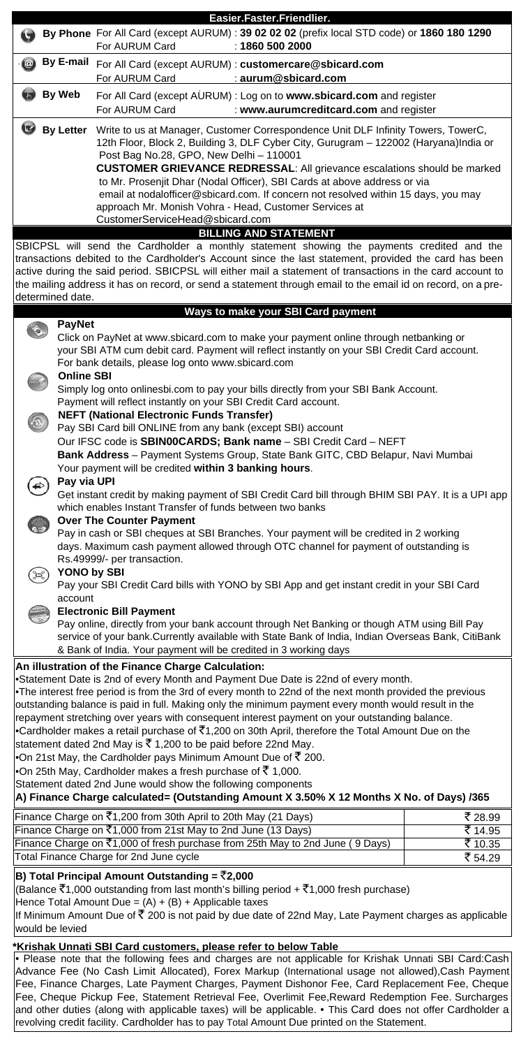**Easier.Faster.Friendlier.**

| | |
|---|---|
| **By Phone** | For All Card (except AURUM) : **39 02 02 02** (prefix local STD code) or **1860 180 1290**<br>For AURUM Card : **1860 500 2000** |
| **By E-mail** | For All Card (except AURUM) : **customercare@sbicard.com**<br>For AURUM Card : **aurum@sbicard.com** |
| **By Web** | For All Card (except AURUM) : Log on to **www.sbicard.com** and register<br>For AURUM Card : **www.aurumcreditcard.com** and register |
| **By Letter** | Write to us at Manager, Customer Correspondence Unit DLF Infinity Towers, TowerC, 12th Floor, Block 2, Building 3, DLF Cyber City, Gurugram – 122002 (Haryana)India or Post Bag No.28, GPO, New Delhi – 110001<br>**CUSTOMER GRIEVANCE REDRESSAL**: All grievance escalations should be marked to Mr. Prosenjit Dhar (Nodal Officer), SBI Cards at above address or via email at nodalofficer@sbicard.com. If concern not resolved within 15 days, you may approach Mr. Monish Vohra - Head, Customer Services at CustomerServiceHead@sbicard.com |

## BILLING AND STATEMENT

SBICPSL will send the Cardholder a monthly statement showing the payments credited and the transactions debited to the Cardholder's Account since the last statement, provided the card has been active during the said period. SBICPSL will either mail a statement of transactions in the card account to the mailing address it has on record, or send a statement through email to the email id on record, on a pre-determined date.

## Ways to make your SBI Card payment

**PayNet**
Click on PayNet at www.sbicard.com to make your payment online through netbanking or your SBI ATM cum debit card. Payment will reflect instantly on your SBI Credit Card account. For bank details, please log onto www.sbicard.com

**Online SBI**
Simply log onto onlinesbi.com to pay your bills directly from your SBI Bank Account. Payment will reflect instantly on your SBI Credit Card account.

**NEFT (National Electronic Funds Transfer)**
Pay SBI Card bill ONLINE from any bank (except SBI) account
Our IFSC code is **SBIN00CARDS; Bank name** – SBI Credit Card – NEFT
**Bank Address** – Payment Systems Group, State Bank GITC, CBD Belapur, Navi Mumbai
Your payment will be credited **within 3 banking hours**.

**Pay via UPI**
Get instant credit by making payment of SBI Credit Card bill through BHIM SBI PAY. It is a UPI app which enables Instant Transfer of funds between two banks

**Over The Counter Payment**
Pay in cash or SBI cheques at SBI Branches. Your payment will be credited in 2 working days. Maximum cash payment allowed through OTC channel for payment of outstanding is Rs.49999/- per transaction.

**YONO by SBI**
Pay your SBI Credit Card bills with YONO by SBI App and get instant credit in your SBI Card account

**Electronic Bill Payment**
Pay online, directly from your bank account through Net Banking or though ATM using Bill Pay service of your bank.Currently available with State Bank of India, Indian Overseas Bank, CitiBank & Bank of India. Your payment will be credited in 3 working days

**An illustration of the Finance Charge Calculation:**

- Statement Date is 2nd of every Month and Payment Due Date is 22nd of every month.
- The interest free period is from the 3rd of every month to 22nd of the next month provided the previous outstanding balance is paid in full. Making only the minimum payment every month would result in the repayment stretching over years with consequent interest payment on your outstanding balance.
- Cardholder makes a retail purchase of ₹1,200 on 30th April, therefore the Total Amount Due on the statement dated 2nd May is ₹ 1,200 to be paid before 22nd May.
- On 21st May, the Cardholder pays Minimum Amount Due of ₹ 200.
- On 25th May, Cardholder makes a fresh purchase of ₹ 1,000.

Statement dated 2nd June would show the following components

**A) Finance Charge calculated= (Outstanding Amount X 3.50% X 12 Months X No. of Days) /365**

| | |
|---|---|
| Finance Charge on ₹1,200 from 30th April to 20th May (21 Days) | ₹ 28.99 |
| Finance Charge on ₹1,000 from 21st May to 2nd June (13 Days) | ₹ 14.95 |
| Finance Charge on ₹1,000 of fresh purchase from 25th May to 2nd June ( 9 Days) | ₹ 10.35 |
| Total Finance Charge for 2nd June cycle | ₹ 54.29 |

**B) Total Principal Amount Outstanding = ₹2,000**
(Balance ₹1,000 outstanding from last month's billing period + ₹1,000 fresh purchase)
Hence Total Amount Due = (A) + (B) + Applicable taxes
If Minimum Amount Due of ₹ 200 is not paid by due date of 22nd May, Late Payment charges as applicable would be levied

**\*Krishak Unnati SBI Card customers, please refer to below Table**

• Please note that the following fees and charges are not applicable for Krishak Unnati SBI Card:Cash Advance Fee (No Cash Limit Allocated), Forex Markup (International usage not allowed),Cash Payment Fee, Finance Charges, Late Payment Charges, Payment Dishonor Fee, Card Replacement Fee, Cheque Fee, Cheque Pickup Fee, Statement Retrieval Fee, Overlimit Fee,Reward Redemption Fee. Surcharges and other duties (along with applicable taxes) will be applicable. • This Card does not offer Cardholder a revolving credit facility. Cardholder has to pay Total Amount Due printed on the Statement.